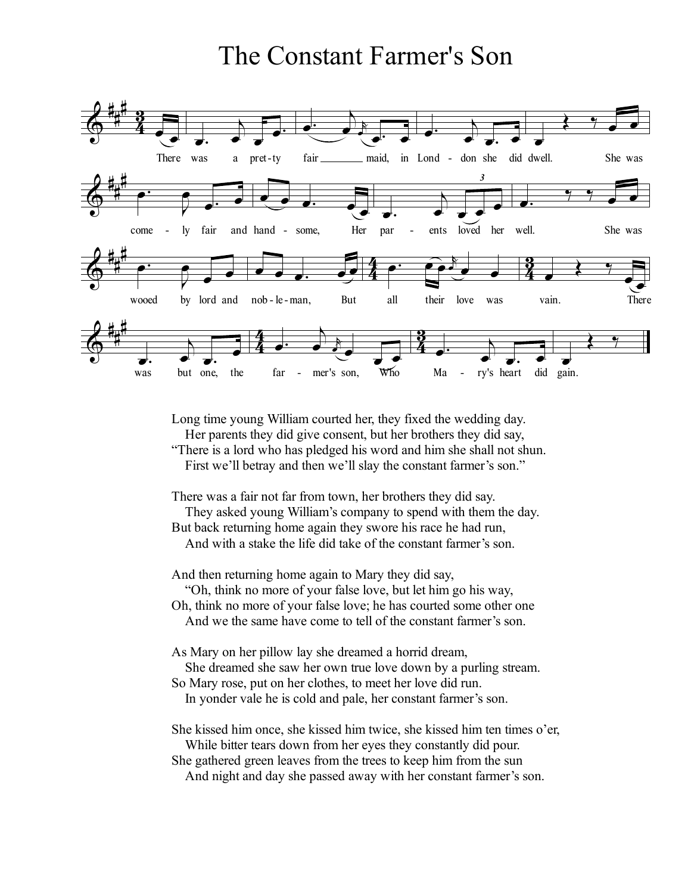# The Constant Farmer's Son

There was a pretty fair maid, in London she did dwell.
She was comely fair and handsome, Her parents loved her well.
She was wooed by lord and nobleman, But all their love was vain.
There was but one, the farmer's son, Who Mary's heart did gain.

Long time young William courted her, they fixed the wedding day.
Her parents they did give consent, but her brothers they did say,
"There is a lord who has pledged his word and him she shall not shun.
First we'll betray and then we'll slay the constant farmer's son."

There was a fair not far from town, her brothers they did say.
They asked young William's company to spend with them the day.
But back returning home again they swore his race he had run,
And with a stake the life did take of the constant farmer's son.

And then returning home again to Mary they did say,
"Oh, think no more of your false love, but let him go his way,
Oh, think no more of your false love; he has courted some other one
And we the same have come to tell of the constant farmer's son.

As Mary on her pillow lay she dreamed a horrid dream,
She dreamed she saw her own true love down by a purling stream.
So Mary rose, put on her clothes, to meet her love did run.
In yonder vale he is cold and pale, her constant farmer's son.

She kissed him once, she kissed him twice, she kissed him ten times o'er,
While bitter tears down from her eyes they constantly did pour.
She gathered green leaves from the trees to keep him from the sun
And night and day she passed away with her constant farmer's son.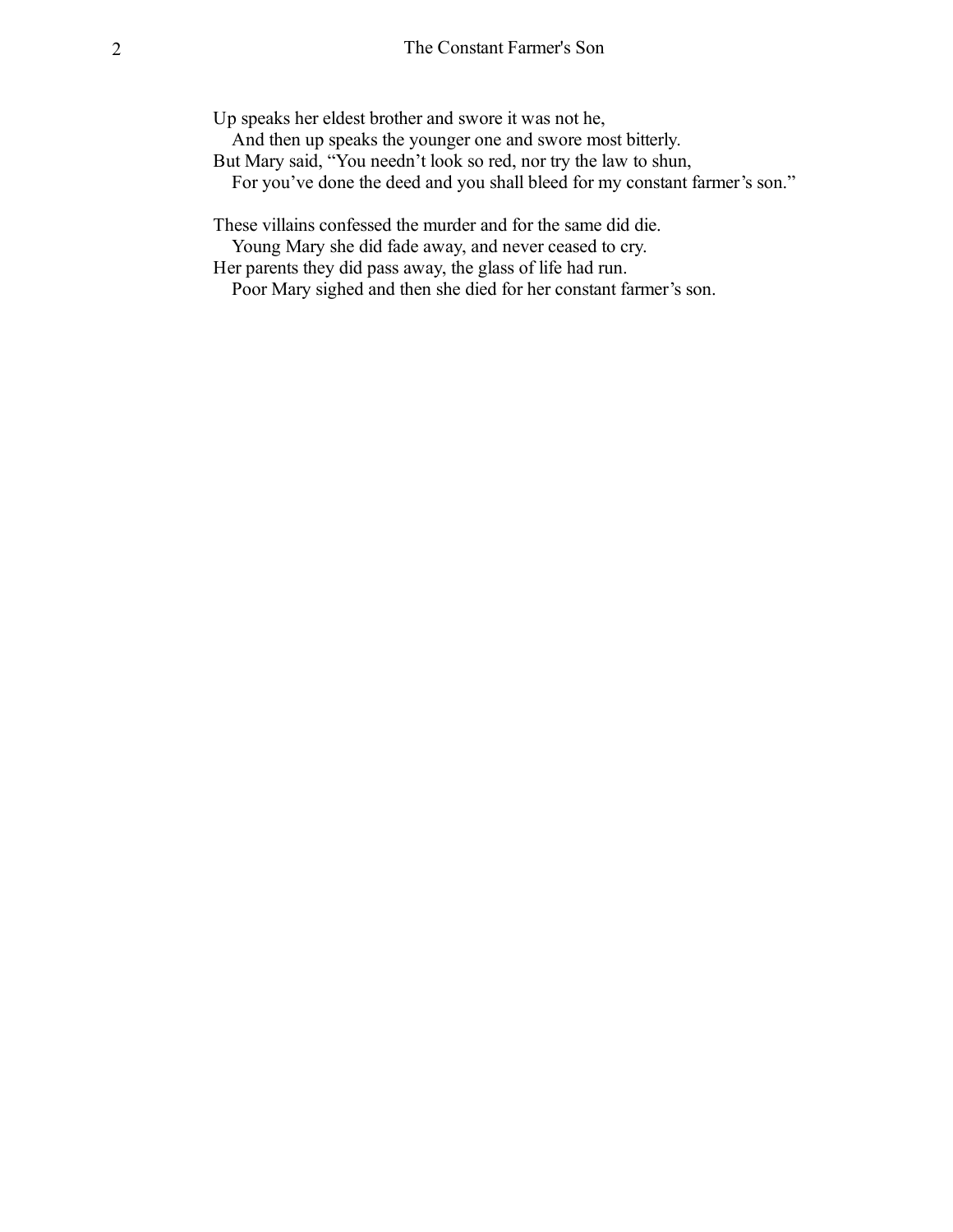Up speaks her eldest brother and swore it was not he,  
   And then up speaks the younger one and swore most bitterly.  
But Mary said, “You needn’t look so red, nor try the law to shun,  
   For you’ve done the deed and you shall bleed for my constant farmer’s son.”

These villains confessed the murder and for the same did die.  
   Young Mary she did fade away, and never ceased to cry.  
Her parents they did pass away, the glass of life had run.  
   Poor Mary sighed and then she died for her constant farmer’s son.